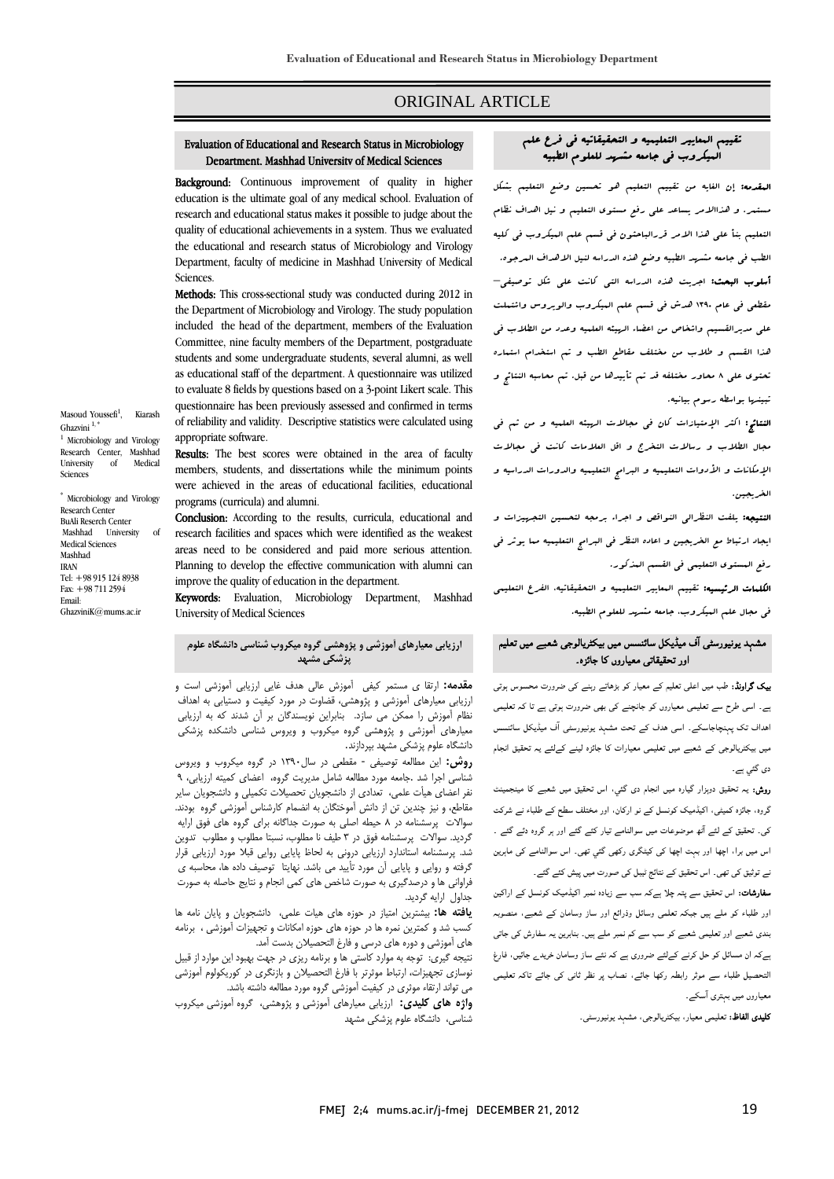ORIGINAL ARTICLE

# Evaluation of Educational and Research Status in Microbiology Department, Mashhad University of Medical Sciences

Masoud Youssefi[1], Kiarash Ghazvini [1,*]

[1] Microbiology and Virology Research Center, Mashhad University of Medical Sciences

[*] Microbiology and Virology Research Center
BuAli Reserch Center
Mashhad University of Medical Sciences
Mashhad
IRAN
Tel: +98 915 124 8938
Fax: +98 711 2594
Email: GhazviniK@mums.ac.ir

**Background:** Continuous improvement of quality in higher education is the ultimate goal of any medical school. Evaluation of research and educational status makes it possible to judge about the quality of educational achievements in a system. Thus we evaluated the educational and research status of Microbiology and Virology Department, faculty of medicine in Mashhad University of Medical Sciences.

**Methods:** This cross-sectional study was conducted during 2012 in the Department of Microbiology and Virology. The study population included the head of the department, members of the Evaluation Committee, nine faculty members of the Department, postgraduate students and some undergraduate students, several alumni, as well as educational staff of the department. A questionnaire was utilized to evaluate 8 fields by questions based on a 3-point Likert scale. This questionnaire has been previously assessed and confirmed in terms of reliability and validity. Descriptive statistics were calculated using appropriate software.

**Results:** The best scores were obtained in the area of faculty members, students, and dissertations while the minimum points were achieved in the areas of educational facilities, educational programs (curricula) and alumni.

**Conclusion:** According to the results, curricula, educational and research facilities and spaces which were identified as the weakest areas need to be considered and paid more serious attention. Planning to develop the effective communication with alumni can improve the quality of education in the department.

**Keywords:** Evaluation, Microbiology Department, Mashhad University of Medical Sciences

## تقییم المعاییر التعلیمیه و التحقیقاتیه فی فرع علم المیکروب فی جامعه مشهد للعلوم الطبیه

**المقدمه:** إن الغایه من تقییم التعلیم هو تحسین وضع التعلیم بشکل مستمر. و هذاالامر یساعد علی رفع مستوی التعلیم و نیل اهداف نظام التعلیم بنأ علی هذا الامر قرالباحثون فی قسم علم المیکروب فی کلیه الطب فی جامعه مشهد الطبیه وضع هذه الدراسه لنیل الاهداف المرجوه.

**أسلوب البحث:** اجریت هذه الدراسه التی کانت علی شکل توصیفی- مقطعی فی عام ۱۳۹۰ هدش فی قسم علم المیکروب والویروس واشتملت علی مدیرالقسم واشخاص من اعضاء الهیئه العلمیه وعدد من الطلاب فی هذا القسم و طلاب من مختلف مقاطع الطب و تم استخدام استماره تحتوی علی ۸ محاور مختلفه قد تم تأییدها من قبل. تم محاسبه النتائج و تبینها بواسطه رسوم بیانیه.

**النتائج:** اکثر الإمتیازات کان فی مجالات الهیئه العلمیه و من ثم فی مجال الطلاب و رسالات التخرج و اقل العلامات کانت فی مجالات الإمکانات و الأدوات التعلیمیه و البرامج التعلیمیه والدورات الدراسیه و الخریجین.

**النتیجه:** یلفت النظرالی النواقص و اجراء برمجه لتحسین التجهیزات و ایجاد ارتباط مع الخریجین و اعاده النظر فی البرامج التعلیمیه مما یوثر فی رفع المستوی التعلیمی فی القسم المذکور.

**الکلمات الرئیسیه:** تقییم المعاییر التعلیمیه و التحقیقاتیه، الفرع التعلیمی فی مجال علم المیکروب، جامعه مشهد للعلوم الطبیه.

## ارزیابی معیارهای آموزشی و پژوهشی گروه میکروب شناسی دانشگاه علوم پزشکی مشهد

**مقدمه:** ارتقا ی مستمر کیفی آموزش عالی هدف غایی ارزیابی آموزشی است و ارزیابی معیارهای آموزشی و پژوهشی، قضاوت در مورد کیفیت و دستیابی به اهداف نظام آموزش را ممکن می سازد. بنابراین نویسندگان بر آن شدند که به ارزیابی معیارهای آموزشی و پژوهشی گروه میکروب و ویروس شناسی دانشکده پزشکی دانشگاه علوم پزشکی مشهد بپردازند.

**روش:** این مطالعه توصیفی - مقطعی در سال۱۳۹۰ در گروه میکروب و ویروس شناسی اجرا شد .جامعه مورد مطالعه شامل مدیریت گروه، اعضای کمیته ارزیابی، ۹ نفر اعضای هیأت علمی، تعدادی از دانشجویان تحصیلات تکمیلی و دانشجویان سایر مقاطع، و نیز چندین تن از دانش آموختگان به انضمام کارشناس آموزشی گروه بودند. سوالات پرسشنامه در ۸ حیطه اصلی به صورت جداگانه برای گروه های فوق ارایه گردید. سوالات پرسشنامه فوق در ۳ طیف نا مطلوب، نسبتا مطلوب و مطلوب تدوین شد. پرسشنامه استاندارد ارزیابی درونی به لحاظ پایایی روایی قبلا مورد ارزیابی قرار گرفته و روایی و پایایی آن مورد تأیید می باشد. نهایتا توصیف داده ها، محاسبه ی فراوانی ها و درصدگیری به صورت شاخص های کمی انجام و نتایج حاصله به صورت جداول ارایه گردید.

**یافته ها:** بیشترین امتیاز در حوزه های هیات علمی، دانشجویان و پایان نامه ها کسب شد و کمترین نمره ها در حوزه های حوزه امکانات و تجهیزات آموزشی ، برنامه های آموزشی و دوره های درسی و فارغ التحصیلان بدست آمد.

نتیجه گیری: توجه به موارد کاستی ها و برنامه ریزی در جهت بهبود این موارد از قبیل نوسازی تجهیزات، ارتباط موثرتر با فارغ التحصیلان و بازنگری در کوریکولوم آموزشی می تواند ارتقاء موثری در کیفیت آموزشی گروه مورد مطالعه داشته باشد.

**واژه های کلیدی:** ارزیابی معیارهای آموزشی و پژوهشی، گروه آموزشی میکروب شناسی، دانشگاه علوم پزشکی مشهد

## مشہد یونیورسٹی آف میڈیکل سائنسس میں بیکٹریالوجی شعبے میں تعلیم اور تحقیقاتی معیاروں کا جائزہ۔

**بیک گراونڈ:** طب میں اعلی تعلیم کے معیار کو بڑھاتے رہنے کی ضرورت محسوس ہوتی ہے۔ اسی طرح سے تعلیمی معیاروں کو جانچنے کی بھی ضرورت ہوتی ہے تا کہ تعلیمی اھداف تک پہنچاجاسکے۔ اسی ھدف کے تحت مشہد یونیورسٹی آف میڈیکل سائنسس میں بیکٹریالوجی کے شعبے میں تعلیمی معیارات کا جائزہ لینے کےلئے یہ تحقیق انجام دی گئي ہے۔

**روش:** یہ تحقیق دوہزار گیارہ میں انجام دی گئي، اس تحقیق میں شعبے کا مینجمینٹ گروہ، جائزہ کمیٹی، اکیڈمیک کونسل کے نو ارکان، اور مختلف سطح کے طلباء نے شرکت کی۔ تحقیق کے لئے آٹھ موضوعات میں سوالنامے تیار کئے گئے اور ہر گروہ دئے گئے ۔ اس میں برا، اچھا اور بہت اچھا کی کیٹگری رکھی گئي تھی۔ اس سوالنامے کی ماہرین نے توثیق کی تھی۔ اس تحقیق کے نتائج ٹیبل کی صورت میں پیش کئے گئے۔

**سفارشات:** اس تحقیق سے پتہ چلا ہےکہ سب سے زیادہ نمبر اکیڈمیک کونسل کے اراکین اور طلباء کو ملے ہیں جبکہ تعلیمی وسائل وذرائع اور ساز وسامان کے شعبے، منصوبہ بندی شعبے اور تعلیمی شعبے کو سب سے کم نمبر ملے ہیں۔ بنابریں یہ سفارش کی جاتی ہےکہ ان مسائل کو حل کرنے کےلئے ضروری ہے کہ نئے ساز وسامان خریدے جائیں، فارغ التحصیل طلباء سے موثر رابطہ رکھا جائے، نصاب پر نظر ثانی کی جائے تاکہ تعلیمی معیاروں میں بہتری آسکے۔

**کلیدی الفاظ:** تعلیمی معیار، بیکٹریالوجی، مشہد یونیورسٹی۔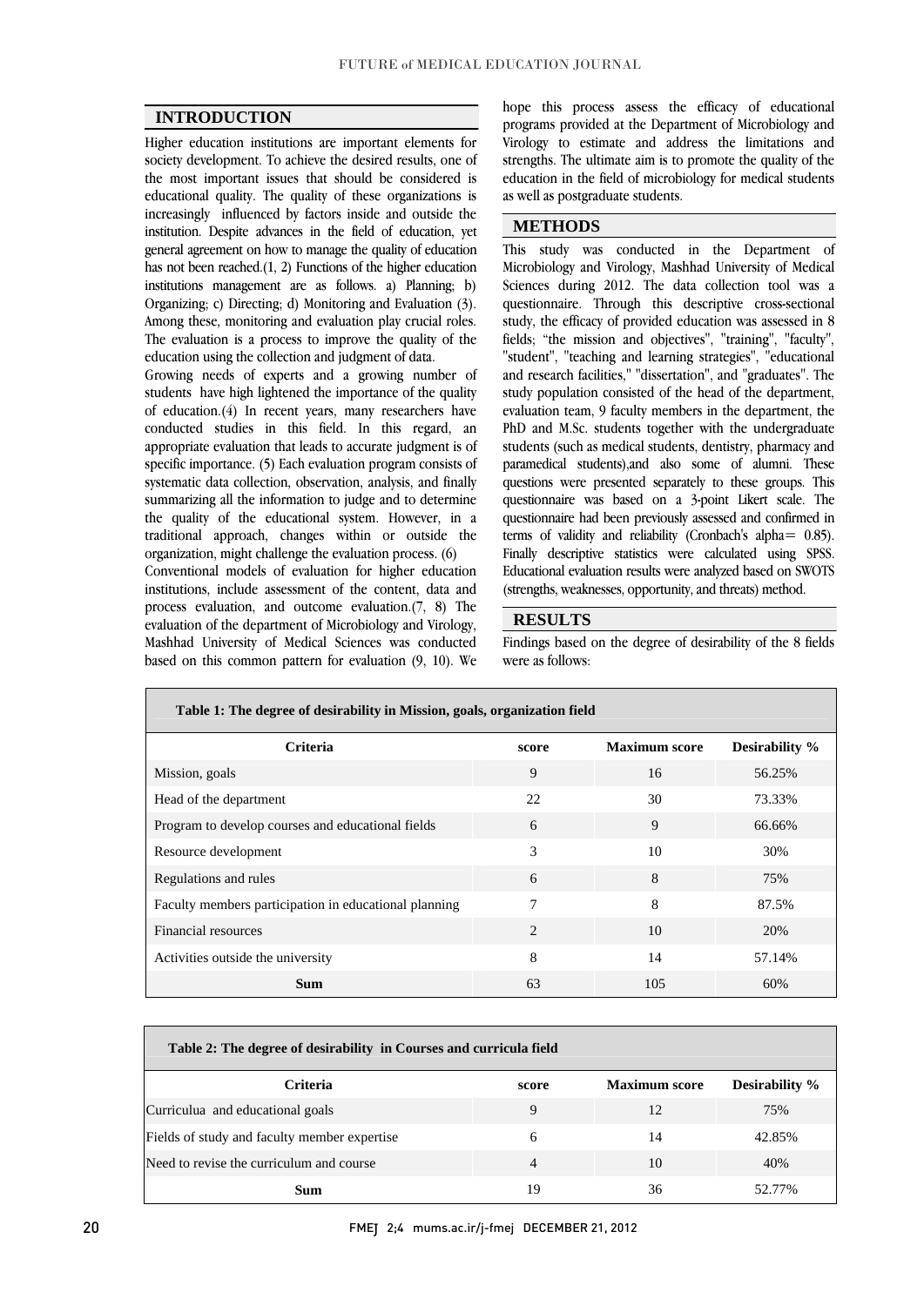## INTRODUCTION

Higher education institutions are important elements for society development. To achieve the desired results, one of the most important issues that should be considered is educational quality. The quality of these organizations is increasingly influenced by factors inside and outside the institution. Despite advances in the field of education, yet general agreement on how to manage the quality of education has not been reached.(1, 2) Functions of the higher education institutions management are as follows. a) Planning; b) Organizing; c) Directing; d) Monitoring and Evaluation (3). Among these, monitoring and evaluation play crucial roles. The evaluation is a process to improve the quality of the education using the collection and judgment of data.

Growing needs of experts and a growing number of students have high lightened the importance of the quality of education.(4) In recent years, many researchers have conducted studies in this field. In this regard, an appropriate evaluation that leads to accurate judgment is of specific importance. (5) Each evaluation program consists of systematic data collection, observation, analysis, and finally summarizing all the information to judge and to determine the quality of the educational system. However, in a traditional approach, changes within or outside the organization, might challenge the evaluation process. (6)

Conventional models of evaluation for higher education institutions, include assessment of the content, data and process evaluation, and outcome evaluation.(7, 8) The evaluation of the department of Microbiology and Virology, Mashhad University of Medical Sciences was conducted based on this common pattern for evaluation (9, 10). We hope this process assess the efficacy of educational programs provided at the Department of Microbiology and Virology to estimate and address the limitations and strengths. The ultimate aim is to promote the quality of the education in the field of microbiology for medical students as well as postgraduate students.

## METHODS

This study was conducted in the Department of Microbiology and Virology, Mashhad University of Medical Sciences during 2012. The data collection tool was a questionnaire. Through this descriptive cross-sectional study, the efficacy of provided education was assessed in 8 fields; "the mission and objectives", "training", "faculty", "student", "teaching and learning strategies", "educational and research facilities," "dissertation", and "graduates". The study population consisted of the head of the department, evaluation team, 9 faculty members in the department, the PhD and M.Sc. students together with the undergraduate students (such as medical students, dentistry, pharmacy and paramedical students),and also some of alumni. These questions were presented separately to these groups. This questionnaire was based on a 3-point Likert scale. The questionnaire had been previously assessed and confirmed in terms of validity and reliability (Cronbach's alpha= 0.85). Finally descriptive statistics were calculated using SPSS. Educational evaluation results were analyzed based on SWOTS (strengths, weaknesses, opportunity, and threats) method.

## RESULTS

Findings based on the degree of desirability of the 8 fields were as follows:

**Table 1: The degree of desirability in Mission, goals, organization field**

| Criteria | score | Maximum score | Desirability % |
|---|---|---|---|
| Mission, goals | 9 | 16 | 56.25% |
| Head of the department | 22 | 30 | 73.33% |
| Program to develop courses and educational fields | 6 | 9 | 66.66% |
| Resource development | 3 | 10 | 30% |
| Regulations and rules | 6 | 8 | 75% |
| Faculty members participation in educational planning | 7 | 8 | 87.5% |
| Financial resources | 2 | 10 | 20% |
| Activities outside the university | 8 | 14 | 57.14% |
| **Sum** | 63 | 105 | 60% |

**Table 2: The degree of desirability in Courses and curricula field**

| Criteria | score | Maximum score | Desirability % |
|---|---|---|---|
| Curriculua and educational goals | 9 | 12 | 75% |
| Fields of study and faculty member expertise | 6 | 14 | 42.85% |
| Need to revise the curriculum and course | 4 | 10 | 40% |
| **Sum** | 19 | 36 | 52.77% |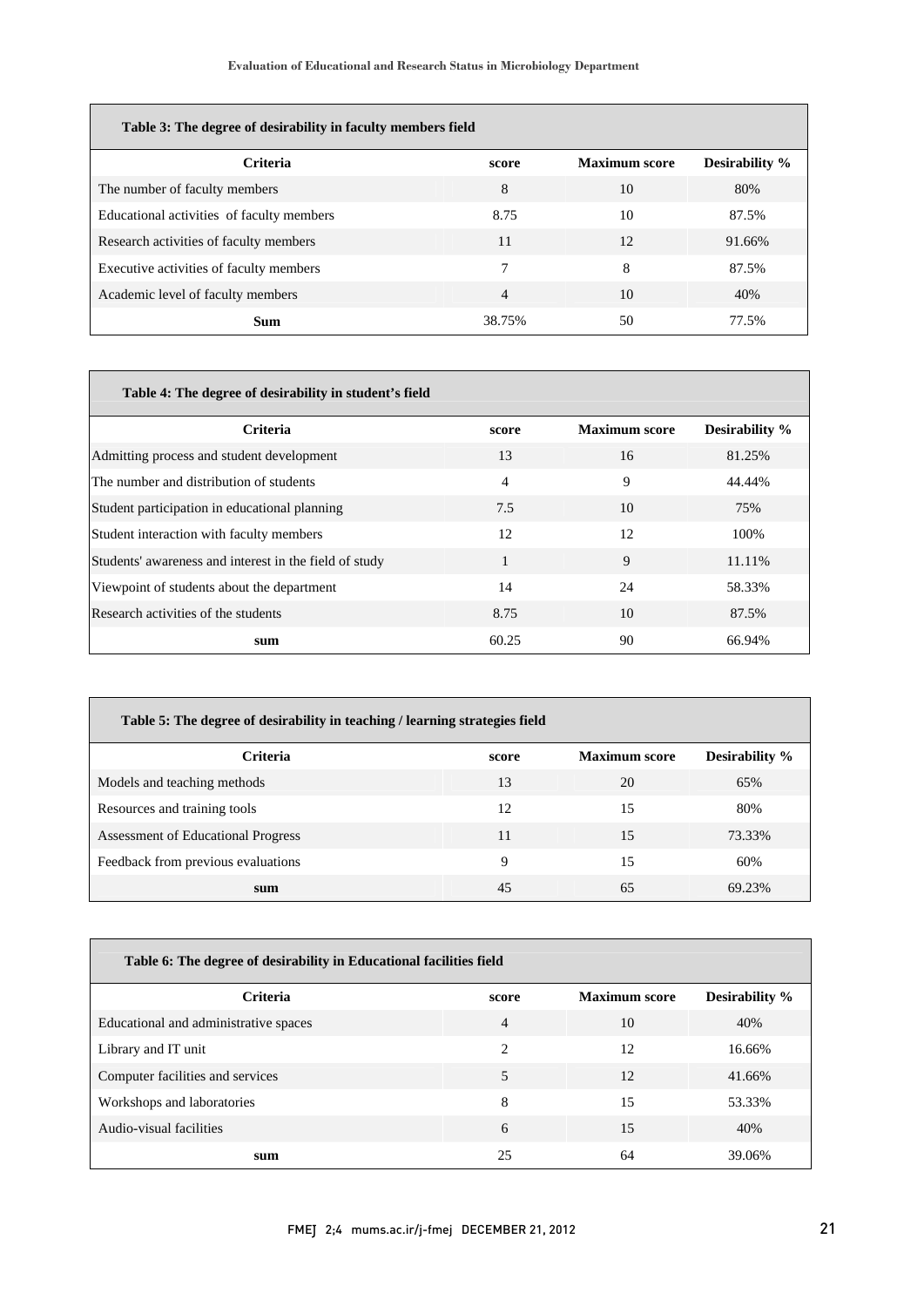**Table 3: The degree of desirability in faculty members field**

| Criteria | score | Maximum score | Desirability % |
|---|---|---|---|
| The number of faculty members | 8 | 10 | 80% |
| Educational activities of faculty members | 8.75 | 10 | 87.5% |
| Research activities of faculty members | 11 | 12 | 91.66% |
| Executive activities of faculty members | 7 | 8 | 87.5% |
| Academic level of faculty members | 4 | 10 | 40% |
| **Sum** | 38.75% | 50 | 77.5% |

**Table 4: The degree of desirability in student's field**

| Criteria | score | Maximum score | Desirability % |
|---|---|---|---|
| Admitting process and student development | 13 | 16 | 81.25% |
| The number and distribution of students | 4 | 9 | 44.44% |
| Student participation in educational planning | 7.5 | 10 | 75% |
| Student interaction with faculty members | 12 | 12 | 100% |
| Students' awareness and interest in the field of study | 1 | 9 | 11.11% |
| Viewpoint of students about the department | 14 | 24 | 58.33% |
| Research activities of the students | 8.75 | 10 | 87.5% |
| **sum** | 60.25 | 90 | 66.94% |

**Table 5: The degree of desirability in teaching / learning strategies field**

| Criteria | score | Maximum score | Desirability % |
|---|---|---|---|
| Models and teaching methods | 13 | 20 | 65% |
| Resources and training tools | 12 | 15 | 80% |
| Assessment of Educational Progress | 11 | 15 | 73.33% |
| Feedback from previous evaluations | 9 | 15 | 60% |
| **sum** | 45 | 65 | 69.23% |

**Table 6: The degree of desirability in Educational facilities field**

| Criteria | score | Maximum score | Desirability % |
|---|---|---|---|
| Educational and administrative spaces | 4 | 10 | 40% |
| Library and IT unit | 2 | 12 | 16.66% |
| Computer facilities and services | 5 | 12 | 41.66% |
| Workshops and laboratories | 8 | 15 | 53.33% |
| Audio-visual facilities | 6 | 15 | 40% |
| **sum** | 25 | 64 | 39.06% |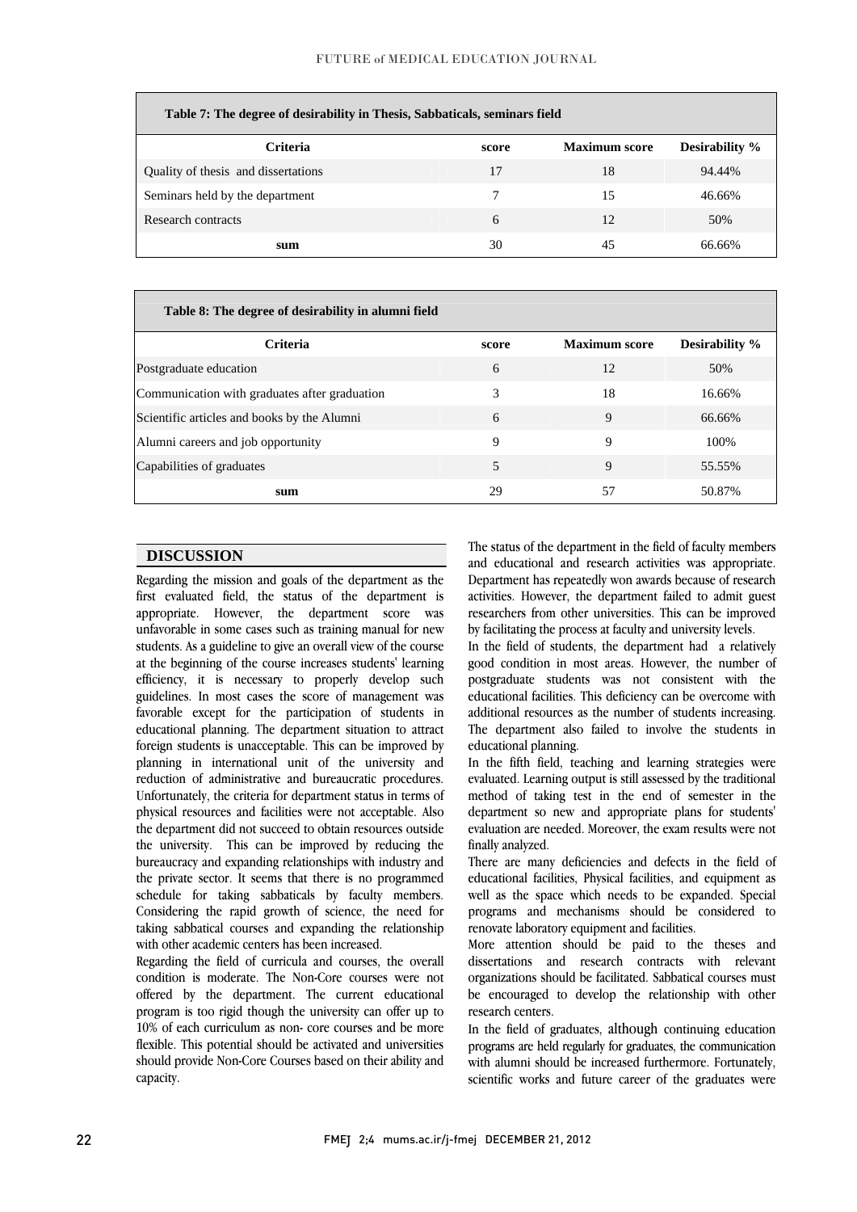**Table 7: The degree of desirability in Thesis, Sabbaticals, seminars field**

| Criteria | score | Maximum score | Desirability % |
|---|---|---|---|
| Quality of thesis and dissertations | 17 | 18 | 94.44% |
| Seminars held by the department | 7 | 15 | 46.66% |
| Research contracts | 6 | 12 | 50% |
| **sum** | 30 | 45 | 66.66% |

**Table 8: The degree of desirability in alumni field**

| Criteria | score | Maximum score | Desirability % |
|---|---|---|---|
| Postgraduate education | 6 | 12 | 50% |
| Communication with graduates after graduation | 3 | 18 | 16.66% |
| Scientific articles and books by the Alumni | 6 | 9 | 66.66% |
| Alumni careers and job opportunity | 9 | 9 | 100% |
| Capabilities of graduates | 5 | 9 | 55.55% |
| **sum** | 29 | 57 | 50.87% |

## DISCUSSION

Regarding the mission and goals of the department as the first evaluated field, the status of the department is appropriate. However, the department score was unfavorable in some cases such as training manual for new students. As a guideline to give an overall view of the course at the beginning of the course increases students' learning efficiency, it is necessary to properly develop such guidelines. In most cases the score of management was favorable except for the participation of students in educational planning. The department situation to attract foreign students is unacceptable. This can be improved by planning in international unit of the university and reduction of administrative and bureaucratic procedures. Unfortunately, the criteria for department status in terms of physical resources and facilities were not acceptable. Also the department did not succeed to obtain resources outside the university. This can be improved by reducing the bureaucracy and expanding relationships with industry and the private sector. It seems that there is no programmed schedule for taking sabbaticals by faculty members. Considering the rapid growth of science, the need for taking sabbatical courses and expanding the relationship with other academic centers has been increased.

Regarding the field of curricula and courses, the overall condition is moderate. The Non-Core courses were not offered by the department. The current educational program is too rigid though the university can offer up to 10% of each curriculum as non- core courses and be more flexible. This potential should be activated and universities should provide Non-Core Courses based on their ability and capacity.

The status of the department in the field of faculty members and educational and research activities was appropriate. Department has repeatedly won awards because of research activities. However, the department failed to admit guest researchers from other universities. This can be improved by facilitating the process at faculty and university levels.

In the field of students, the department had a relatively good condition in most areas. However, the number of postgraduate students was not consistent with the educational facilities. This deficiency can be overcome with additional resources as the number of students increasing. The department also failed to involve the students in educational planning.

In the fifth field, teaching and learning strategies were evaluated. Learning output is still assessed by the traditional method of taking test in the end of semester in the department so new and appropriate plans for students' evaluation are needed. Moreover, the exam results were not finally analyzed.

There are many deficiencies and defects in the field of educational facilities, Physical facilities, and equipment as well as the space which needs to be expanded. Special programs and mechanisms should be considered to renovate laboratory equipment and facilities.

More attention should be paid to the theses and dissertations and research contracts with relevant organizations should be facilitated. Sabbatical courses must be encouraged to develop the relationship with other research centers.

In the field of graduates, although continuing education programs are held regularly for graduates, the communication with alumni should be increased furthermore. Fortunately, scientific works and future career of the graduates were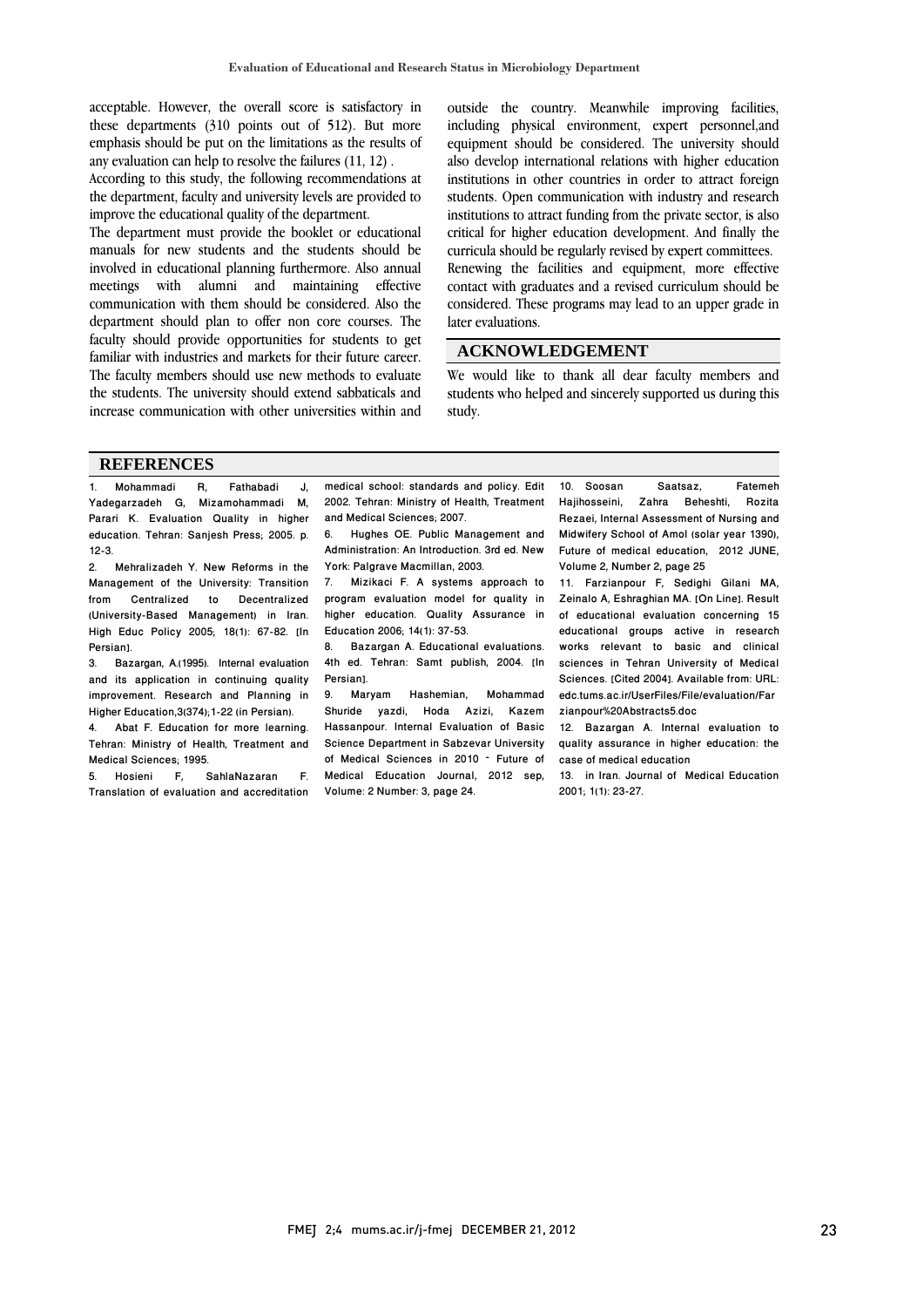acceptable. However, the overall score is satisfactory in these departments (310 points out of 512). But more emphasis should be put on the limitations as the results of any evaluation can help to resolve the failures (11, 12) .

According to this study, the following recommendations at the department, faculty and university levels are provided to improve the educational quality of the department.

The department must provide the booklet or educational manuals for new students and the students should be involved in educational planning furthermore. Also annual meetings with alumni and maintaining effective communication with them should be considered. Also the department should plan to offer non core courses. The faculty should provide opportunities for students to get familiar with industries and markets for their future career. The faculty members should use new methods to evaluate the students. The university should extend sabbaticals and increase communication with other universities within and outside the country. Meanwhile improving facilities, including physical environment, expert personnel,and equipment should be considered. The university should also develop international relations with higher education institutions in other countries in order to attract foreign students. Open communication with industry and research institutions to attract funding from the private sector, is also critical for higher education development. And finally the curricula should be regularly revised by expert committees.

Renewing the facilities and equipment, more effective contact with graduates and a revised curriculum should be considered. These programs may lead to an upper grade in later evaluations.

## ACKNOWLEDGEMENT

We would like to thank all dear faculty members and students who helped and sincerely supported us during this study.

## REFERENCES

1. Mohammadi R, Fathabadi J, Yadegarzadeh G, Mizamohammadi M, Parari K. Evaluation Quality in higher education. Tehran: Sanjesh Press; 2005. p. 12-3.
2. Mehralizadeh Y. New Reforms in the Management of the University: Transition from Centralized to Decentralized (University-Based Management) in Iran. High Educ Policy 2005; 18(1): 67-82. [In Persian].
3. Bazargan, A.(1995). Internal evaluation and its application in continuing quality improvement. Research and Planning in Higher Education,3(374);1-22 (in Persian).
4. Abat F. Education for more learning. Tehran: Ministry of Health, Treatment and Medical Sciences; 1995.
5. Hosieni F, SahlaNazaran F. Translation of evaluation and accreditation medical school: standards and policy. Edit 2002. Tehran: Ministry of Health, Treatment and Medical Sciences; 2007.
6. Hughes OE. Public Management and Administration: An Introduction. 3rd ed. New York: Palgrave Macmillan, 2003.
7. Mizikaci F. A systems approach to program evaluation model for quality in higher education. Quality Assurance in Education 2006; 14(1): 37-53.
8. Bazargan A. Educational evaluations. 4th ed. Tehran: Samt publish, 2004. [In Persian].
9. Maryam Hashemian, Mohammad Shuride yazdi, Hoda Azizi, Kazem Hassanpour. Internal Evaluation of Basic Science Department in Sabzevar University of Medical Sciences in 2010 - Future of Medical Education Journal, 2012 sep, Volume: 2 Number: 3, page 24.
10. Soosan Saatsaz, Fatemeh Hajihosseini, Zahra Beheshti, Rozita Rezaei, Internal Assessment of Nursing and Midwifery School of Amol (solar year 1390), Future of medical education, 2012 JUNE, Volume 2, Number 2, page 25
11. Farzianpour F, Sedighi Gilani MA, Zeinalo A, Eshraghian MA. [On Line]. Result of educational evaluation concerning 15 educational groups active in research works relevant to basic and clinical sciences in Tehran University of Medical Sciences. [Cited 2004]. Available from: URL: edc.tums.ac.ir/UserFiles/File/evaluation/Farzianpour%20Abstracts5.doc
12. Bazargan A. Internal evaluation to quality assurance in higher education: the case of medical education
13. in Iran. Journal of Medical Education 2001; 1(1): 23-27.